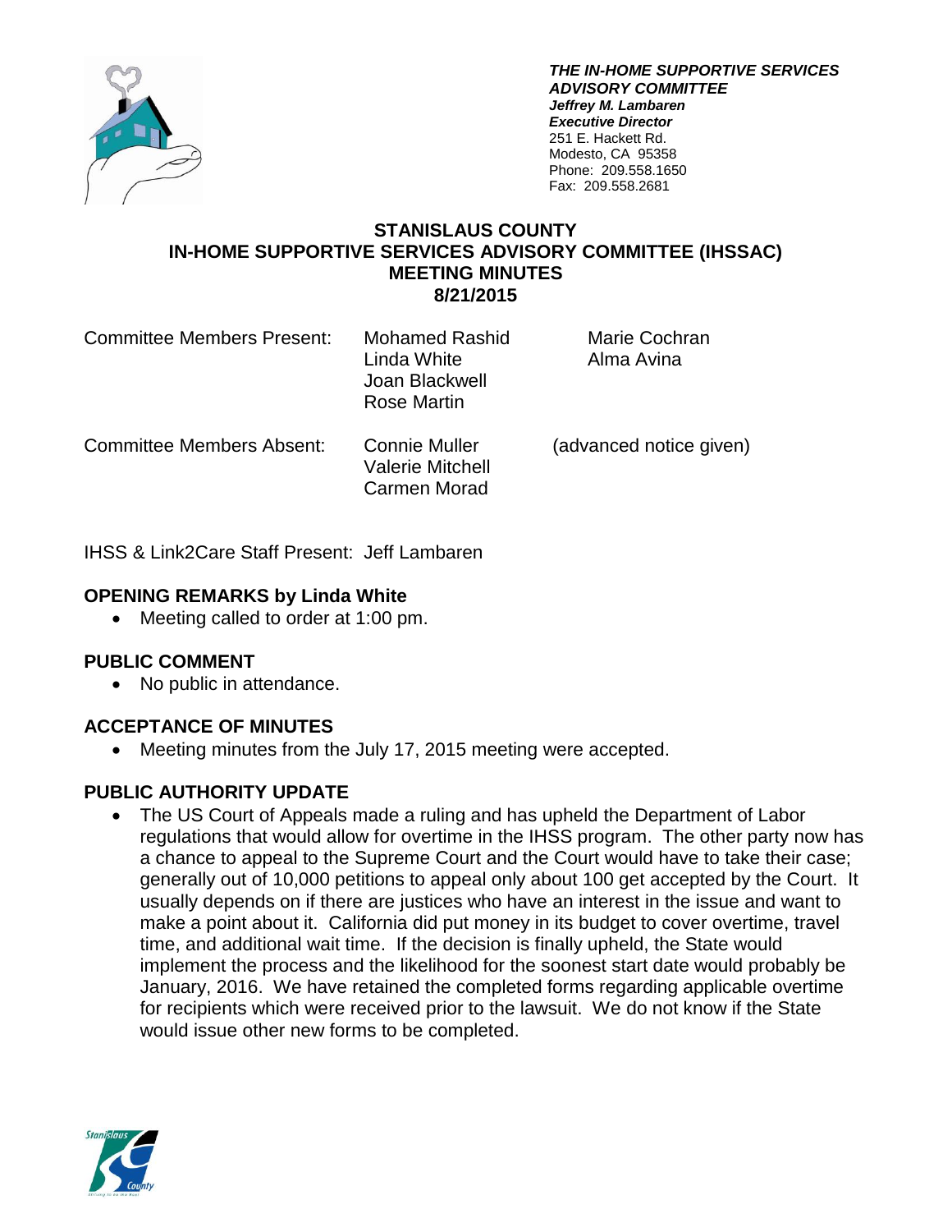***THE IN-HOME SUPPORTIVE SERVICES ADVISORY COMMITTEE***
***Jeffrey M. Lambaren***
***Executive Director***
251 E. Hackett Rd.
Modesto, CA 95358
Phone: 209.558.1650
Fax: 209.558.2681

# STANISLAUS COUNTY
# IN-HOME SUPPORTIVE SERVICES ADVISORY COMMITTEE (IHSSAC)
# MEETING MINUTES
# 8/21/2015

| | | |
|---|---|---|
| Committee Members Present: | Mohamed Rashid<br>Linda White<br>Joan Blackwell<br>Rose Martin | Marie Cochran<br>Alma Avina |
| Committee Members Absent: | Connie Muller<br>Valerie Mitchell<br>Carmen Morad | (advanced notice given) |

IHSS & Link2Care Staff Present: Jeff Lambaren

## OPENING REMARKS by Linda White

- Meeting called to order at 1:00 pm.

## PUBLIC COMMENT

- No public in attendance.

## ACCEPTANCE OF MINUTES

- Meeting minutes from the July 17, 2015 meeting were accepted.

## PUBLIC AUTHORITY UPDATE

- The US Court of Appeals made a ruling and has upheld the Department of Labor regulations that would allow for overtime in the IHSS program. The other party now has a chance to appeal to the Supreme Court and the Court would have to take their case; generally out of 10,000 petitions to appeal only about 100 get accepted by the Court. It usually depends on if there are justices who have an interest in the issue and want to make a point about it. California did put money in its budget to cover overtime, travel time, and additional wait time. If the decision is finally upheld, the State would implement the process and the likelihood for the soonest start date would probably be January, 2016. We have retained the completed forms regarding applicable overtime for recipients which were received prior to the lawsuit. We do not know if the State would issue other new forms to be completed.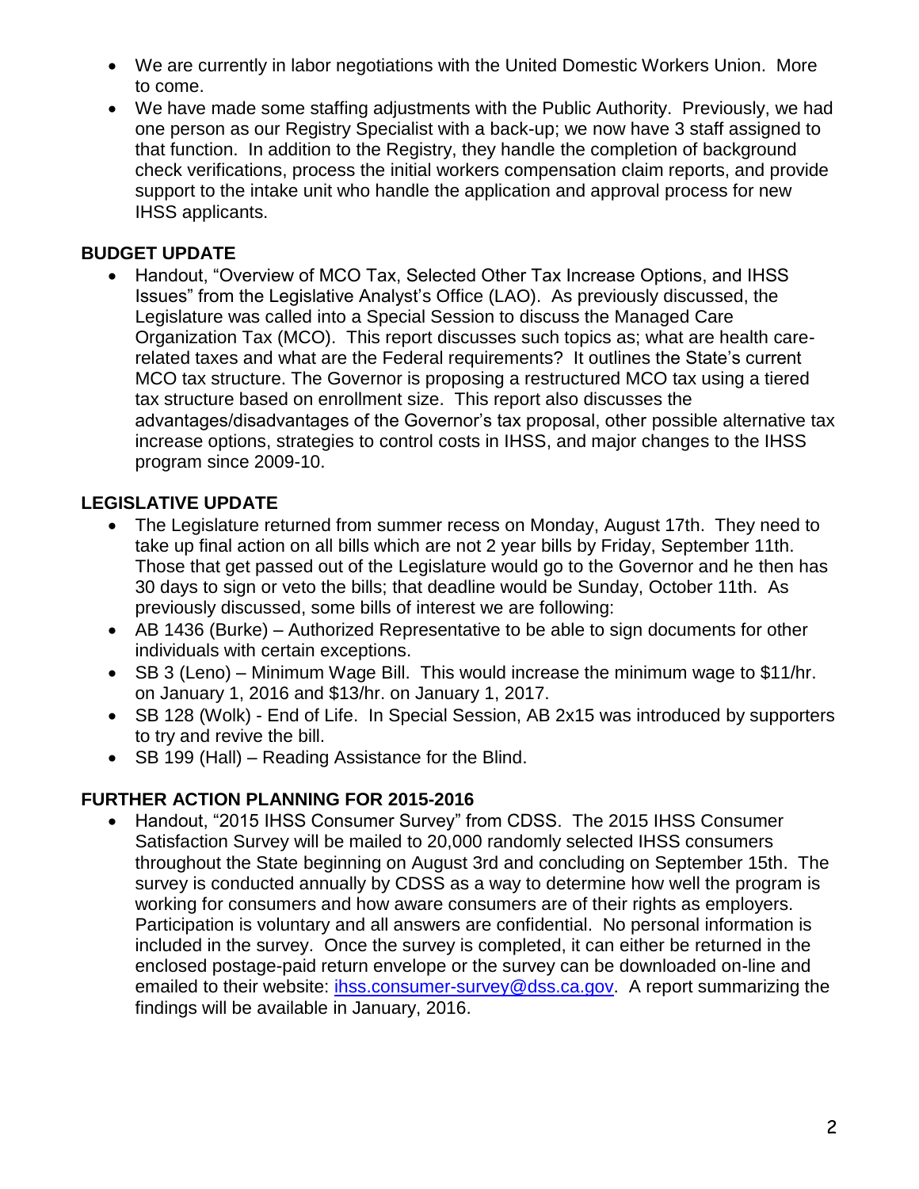- We are currently in labor negotiations with the United Domestic Workers Union. More to come.
- We have made some staffing adjustments with the Public Authority. Previously, we had one person as our Registry Specialist with a back-up; we now have 3 staff assigned to that function. In addition to the Registry, they handle the completion of background check verifications, process the initial workers compensation claim reports, and provide support to the intake unit who handle the application and approval process for new IHSS applicants.

**BUDGET UPDATE**

- Handout, "Overview of MCO Tax, Selected Other Tax Increase Options, and IHSS Issues" from the Legislative Analyst's Office (LAO). As previously discussed, the Legislature was called into a Special Session to discuss the Managed Care Organization Tax (MCO). This report discusses such topics as; what are health care-related taxes and what are the Federal requirements? It outlines the State's current MCO tax structure. The Governor is proposing a restructured MCO tax using a tiered tax structure based on enrollment size. This report also discusses the advantages/disadvantages of the Governor's tax proposal, other possible alternative tax increase options, strategies to control costs in IHSS, and major changes to the IHSS program since 2009-10.

**LEGISLATIVE UPDATE**

- The Legislature returned from summer recess on Monday, August 17th. They need to take up final action on all bills which are not 2 year bills by Friday, September 11th. Those that get passed out of the Legislature would go to the Governor and he then has 30 days to sign or veto the bills; that deadline would be Sunday, October 11th. As previously discussed, some bills of interest we are following:
- AB 1436 (Burke) – Authorized Representative to be able to sign documents for other individuals with certain exceptions.
- SB 3 (Leno) – Minimum Wage Bill. This would increase the minimum wage to $11/hr. on January 1, 2016 and $13/hr. on January 1, 2017.
- SB 128 (Wolk) - End of Life. In Special Session, AB 2x15 was introduced by supporters to try and revive the bill.
- SB 199 (Hall) – Reading Assistance for the Blind.

**FURTHER ACTION PLANNING FOR 2015-2016**

- Handout, "2015 IHSS Consumer Survey" from CDSS. The 2015 IHSS Consumer Satisfaction Survey will be mailed to 20,000 randomly selected IHSS consumers throughout the State beginning on August 3rd and concluding on September 15th. The survey is conducted annually by CDSS as a way to determine how well the program is working for consumers and how aware consumers are of their rights as employers. Participation is voluntary and all answers are confidential. No personal information is included in the survey. Once the survey is completed, it can either be returned in the enclosed postage-paid return envelope or the survey can be downloaded on-line and emailed to their website: ihss.consumer-survey@dss.ca.gov. A report summarizing the findings will be available in January, 2016.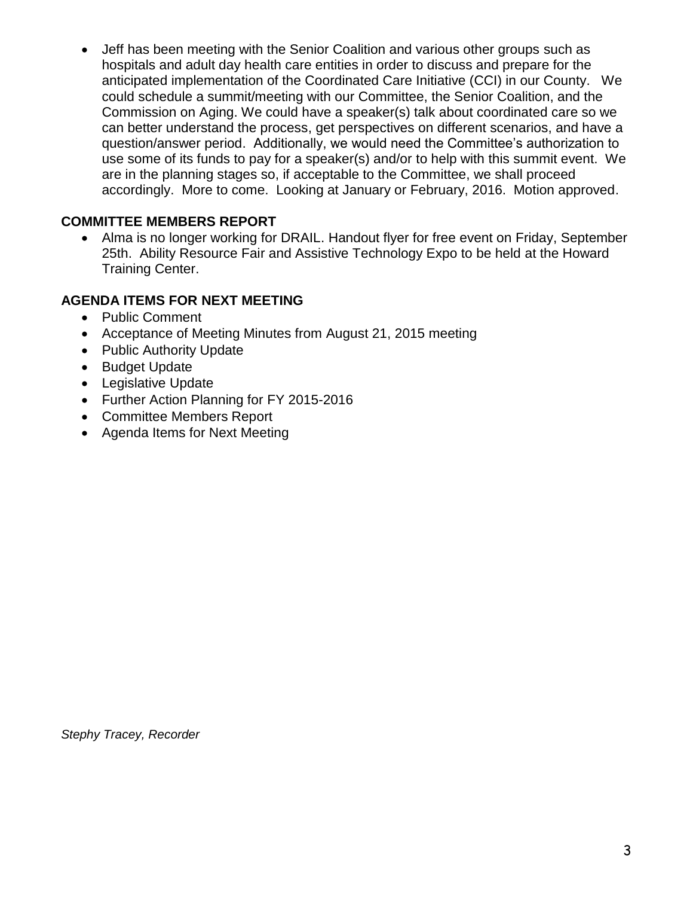- Jeff has been meeting with the Senior Coalition and various other groups such as hospitals and adult day health care entities in order to discuss and prepare for the anticipated implementation of the Coordinated Care Initiative (CCI) in our County. We could schedule a summit/meeting with our Committee, the Senior Coalition, and the Commission on Aging. We could have a speaker(s) talk about coordinated care so we can better understand the process, get perspectives on different scenarios, and have a question/answer period. Additionally, we would need the Committee's authorization to use some of its funds to pay for a speaker(s) and/or to help with this summit event. We are in the planning stages so, if acceptable to the Committee, we shall proceed accordingly. More to come. Looking at January or February, 2016. Motion approved.

**COMMITTEE MEMBERS REPORT**

- Alma is no longer working for DRAIL. Handout flyer for free event on Friday, September 25th. Ability Resource Fair and Assistive Technology Expo to be held at the Howard Training Center.

**AGENDA ITEMS FOR NEXT MEETING**

- Public Comment
- Acceptance of Meeting Minutes from August 21, 2015 meeting
- Public Authority Update
- Budget Update
- Legislative Update
- Further Action Planning for FY 2015-2016
- Committee Members Report
- Agenda Items for Next Meeting

*Stephy Tracey, Recorder*